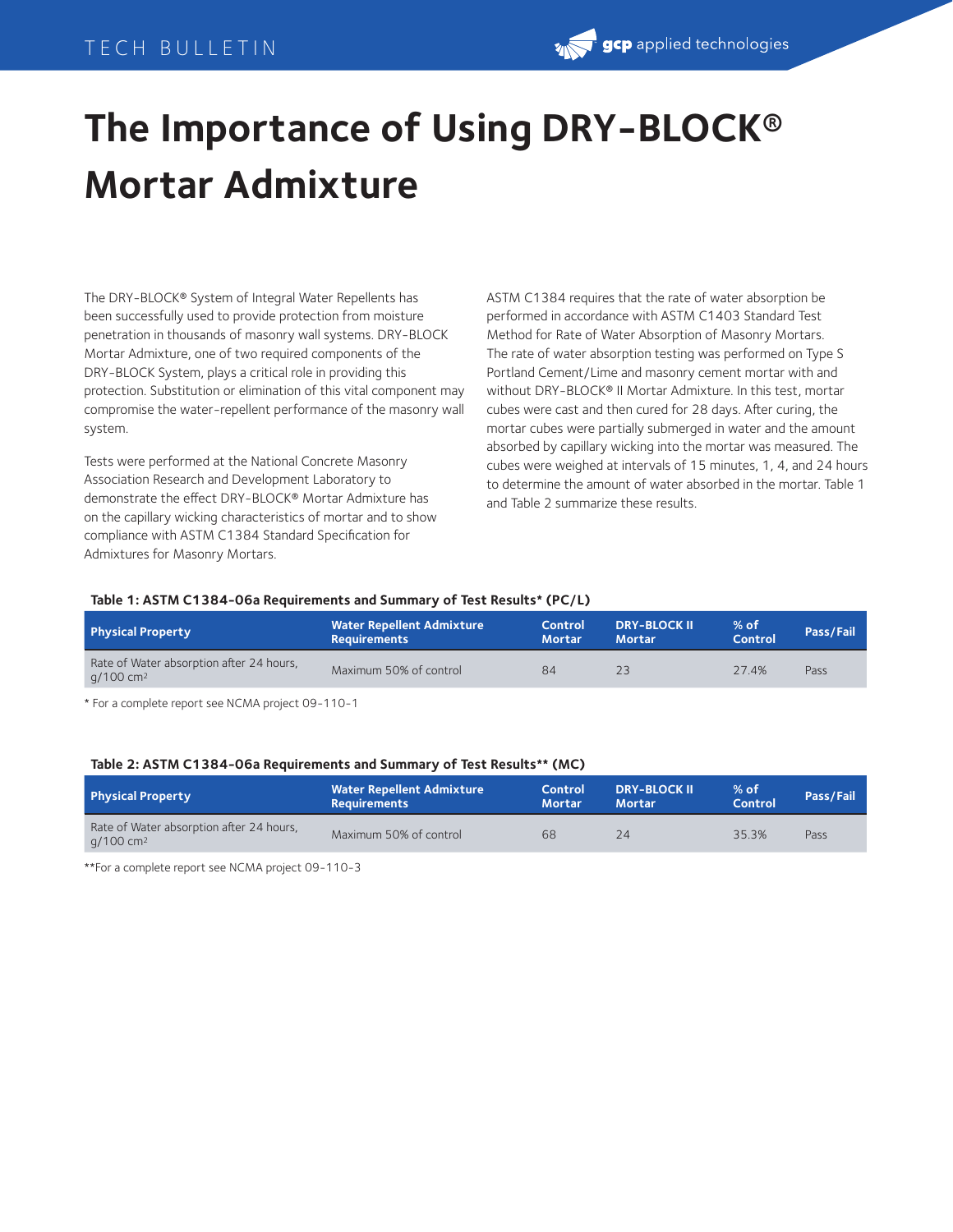# The Importance of Using DRY-BLOCK® Mortar Admixture

The DRY-BLOCK® System of Integral Water Repellents has been successfully used to provide protection from moisture penetration in thousands of masonry wall systems. DRY-BLOCK Mortar Admixture, one of two required components of the DRY-BLOCK System, plays a critical role in providing this protection. Substitution or elimination of this vital component may compromise the water-repellent performance of the masonry wall system.

Tests were performed at the National Concrete Masonry Association Research and Development Laboratory to demonstrate the effect DRY-BLOCK® Mortar Admixture has on the capillary wicking characteristics of mortar and to show compliance with ASTM C1384 Standard Specification for Admixtures for Masonry Mortars.

ASTM C1384 requires that the rate of water absorption be performed in accordance with ASTM C1403 Standard Test Method for Rate of Water Absorption of Masonry Mortars. The rate of water absorption testing was performed on Type S Portland Cement/Lime and masonry cement mortar with and without DRY-BLOCK® II Mortar Admixture. In this test, mortar cubes were cast and then cured for 28 days. After curing, the mortar cubes were partially submerged in water and the amount absorbed by capillary wicking into the mortar was measured. The cubes were weighed at intervals of 15 minutes, 1, 4, and 24 hours to determine the amount of water absorbed in the mortar. Table 1 and Table 2 summarize these results.

**Table 1: ASTM C1384-06a Requirements and Summary of Test Results* (PC/L)**

| Physical Property | Water Repellent Admixture Requirements | Control Mortar | DRY-BLOCK II Mortar | % of Control | Pass/Fail |
|---|---|---|---|---|---|
| Rate of Water absorption after 24 hours, g/100 cm$^2$ | Maximum 50% of control | 84 | 23 | 27.4% | Pass |

* For a complete report see NCMA project 09-110-1

**Table 2: ASTM C1384-06a Requirements and Summary of Test Results** (MC)**

| Physical Property | Water Repellent Admixture Requirements | Control Mortar | DRY-BLOCK II Mortar | % of Control | Pass/Fail |
|---|---|---|---|---|---|
| Rate of Water absorption after 24 hours, g/100 cm$^2$ | Maximum 50% of control | 68 | 24 | 35.3% | Pass |

**For a complete report see NCMA project 09-110-3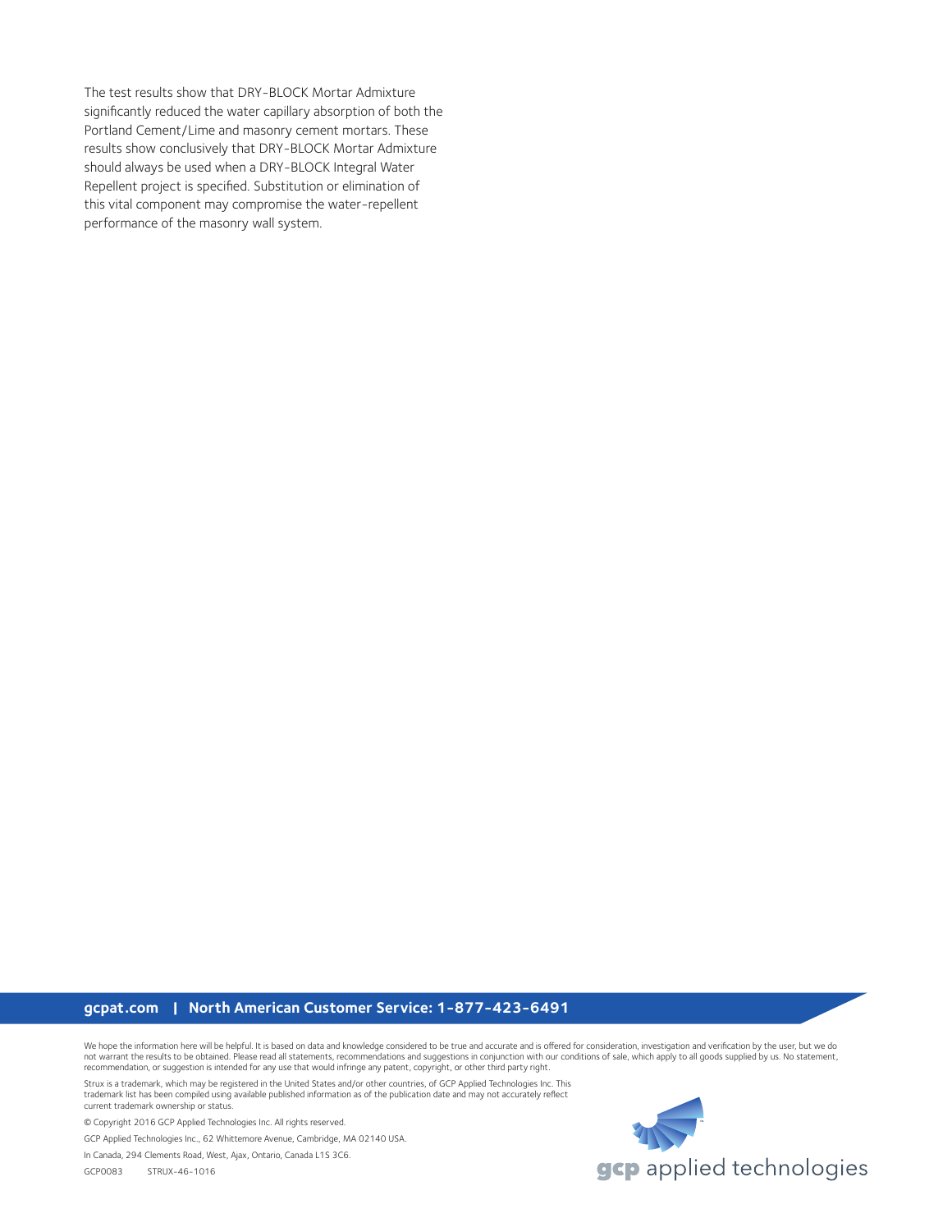The test results show that DRY-BLOCK Mortar Admixture significantly reduced the water capillary absorption of both the Portland Cement/Lime and masonry cement mortars. These results show conclusively that DRY-BLOCK Mortar Admixture should always be used when a DRY-BLOCK Integral Water Repellent project is specified. Substitution or elimination of this vital component may compromise the water-repellent performance of the masonry wall system.

**gcpat.com | North American Customer Service: 1-877-423-6491**

We hope the information here will be helpful. It is based on data and knowledge considered to be true and accurate and is offered for consideration, investigation and verification by the user, but we do not warrant the results to be obtained. Please read all statements, recommendations and suggestions in conjunction with our conditions of sale, which apply to all goods supplied by us. No statement, recommendation, or suggestion is intended for any use that would infringe any patent, copyright, or other third party right.

Strux is a trademark, which may be registered in the United States and/or other countries, of GCP Applied Technologies Inc. This trademark list has been compiled using available published information as of the publication date and may not accurately reflect current trademark ownership or status.

© Copyright 2016 GCP Applied Technologies Inc. All rights reserved.

GCP Applied Technologies Inc., 62 Whittemore Avenue, Cambridge, MA 02140 USA.

In Canada, 294 Clements Road, West, Ajax, Ontario, Canada L1S 3C6.

GCP0083 STRUX-46-1016

gcp applied technologies